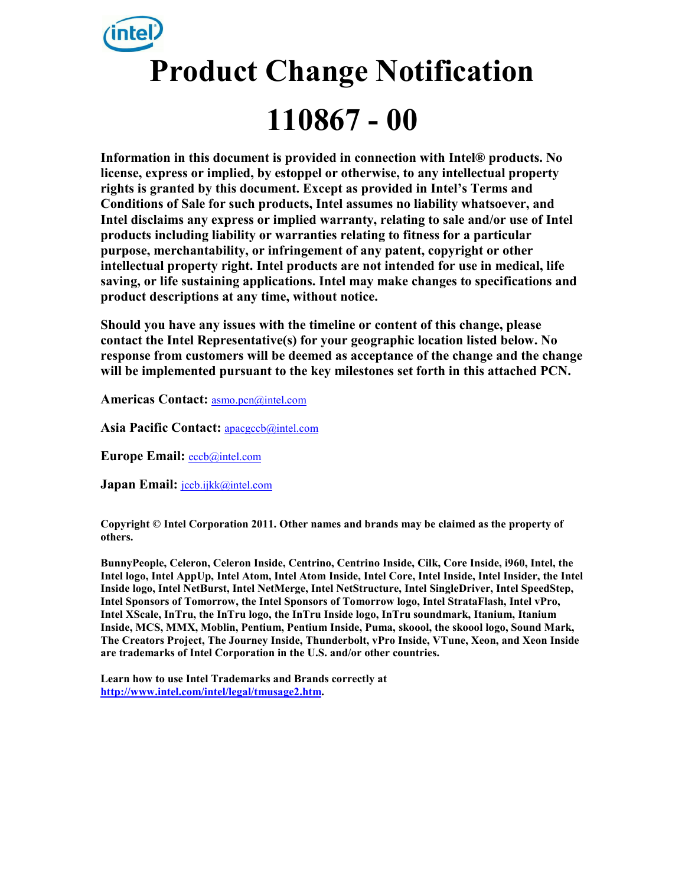# Product Change Notification

# 110867 - 00

**Information in this document is provided in connection with Intel® products. No license, express or implied, by estoppel or otherwise, to any intellectual property rights is granted by this document. Except as provided in Intel's Terms and Conditions of Sale for such products, Intel assumes no liability whatsoever, and Intel disclaims any express or implied warranty, relating to sale and/or use of Intel products including liability or warranties relating to fitness for a particular purpose, merchantability, or infringement of any patent, copyright or other intellectual property right. Intel products are not intended for use in medical, life saving, or life sustaining applications. Intel may make changes to specifications and product descriptions at any time, without notice.**

**Should you have any issues with the timeline or content of this change, please contact the Intel Representative(s) for your geographic location listed below. No response from customers will be deemed as acceptance of the change and the change will be implemented pursuant to the key milestones set forth in this attached PCN.**

**Americas Contact:** asmo.pcn@intel.com

**Asia Pacific Contact:** apacgccb@intel.com

**Europe Email:** eccb@intel.com

**Japan Email:** jccb.ijkk@intel.com

**Copyright © Intel Corporation 2011. Other names and brands may be claimed as the property of others.**

**BunnyPeople, Celeron, Celeron Inside, Centrino, Centrino Inside, Cilk, Core Inside, i960, Intel, the Intel logo, Intel AppUp, Intel Atom, Intel Atom Inside, Intel Core, Intel Inside, Intel Insider, the Intel Inside logo, Intel NetBurst, Intel NetMerge, Intel NetStructure, Intel SingleDriver, Intel SpeedStep, Intel Sponsors of Tomorrow, the Intel Sponsors of Tomorrow logo, Intel StrataFlash, Intel vPro, Intel XScale, InTru, the InTru logo, the InTru Inside logo, InTru soundmark, Itanium, Itanium Inside, MCS, MMX, Moblin, Pentium, Pentium Inside, Puma, skoool, the skoool logo, Sound Mark, The Creators Project, The Journey Inside, Thunderbolt, vPro Inside, VTune, Xeon, and Xeon Inside are trademarks of Intel Corporation in the U.S. and/or other countries.**

**Learn how to use Intel Trademarks and Brands correctly at http://www.intel.com/intel/legal/tmusage2.htm.**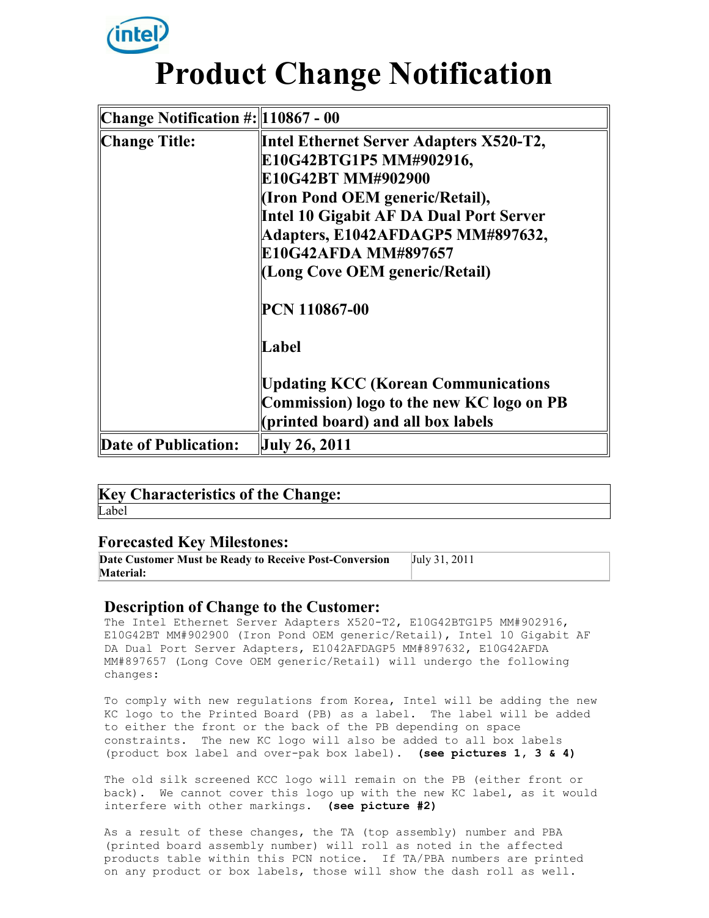# Product Change Notification

| Change Notification #: | 110867 - 00 |
|---|---|
| Change Title: | Intel Ethernet Server Adapters X520-T2, E10G42BTG1P5 MM#902916, E10G42BT MM#902900 (Iron Pond OEM generic/Retail), Intel 10 Gigabit AF DA Dual Port Server Adapters, E1042AFDAGP5 MM#897632, E10G42AFDA MM#897657 (Long Cove OEM generic/Retail)<br><br>PCN 110867-00<br><br>Label<br><br>Updating KCC (Korean Communications Commission) logo to the new KC logo on PB (printed board) and all box labels |
| Date of Publication: | July 26, 2011 |

| Key Characteristics of the Change: |
|---|
| Label |

## Forecasted Key Milestones:

| Date Customer Must be Ready to Receive Post-Conversion Material: | July 31, 2011 |
|---|---|

## Description of Change to the Customer:

The Intel Ethernet Server Adapters X520-T2, E10G42BTG1P5 MM#902916, E10G42BT MM#902900 (Iron Pond OEM generic/Retail), Intel 10 Gigabit AF DA Dual Port Server Adapters, E1042AFDAGP5 MM#897632, E10G42AFDA MM#897657 (Long Cove OEM generic/Retail) will undergo the following changes:

To comply with new regulations from Korea, Intel will be adding the new KC logo to the Printed Board (PB) as a label. The label will be added to either the front or the back of the PB depending on space constraints. The new KC logo will also be added to all box labels (product box label and over-pak box label). **(see pictures 1, 3 & 4)**

The old silk screened KCC logo will remain on the PB (either front or back). We cannot cover this logo up with the new KC label, as it would interfere with other markings. **(see picture #2)**

As a result of these changes, the TA (top assembly) number and PBA (printed board assembly number) will roll as noted in the affected products table within this PCN notice. If TA/PBA numbers are printed on any product or box labels, those will show the dash roll as well.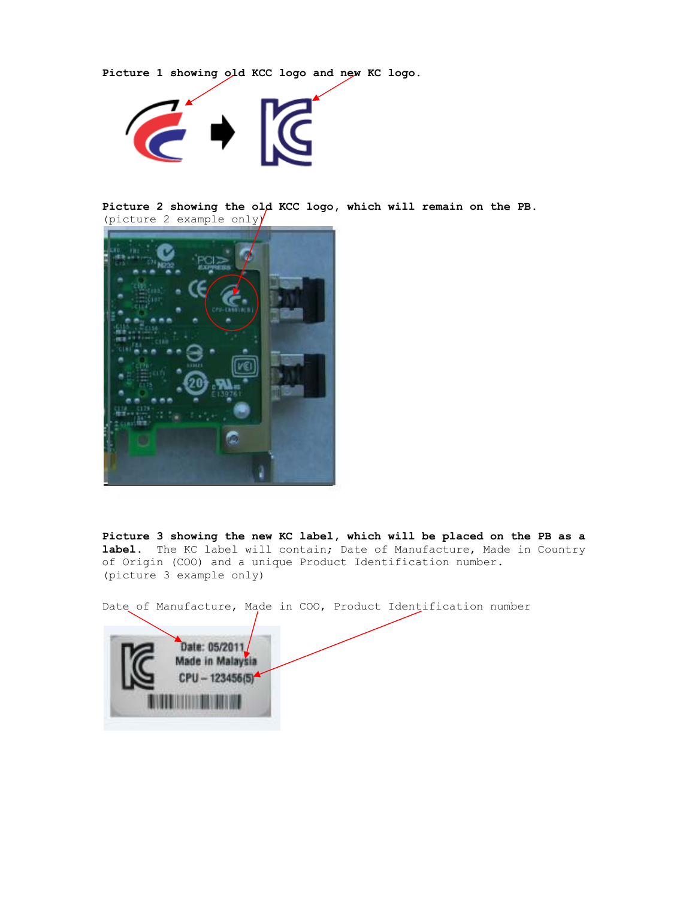**Picture 1 showing old KCC logo and new KC logo.**

**Picture 2 showing the old KCC logo, which will remain on the PB.**
(picture 2 example only)

**Picture 3 showing the new KC label, which will be placed on the PB as a label.** The KC label will contain; Date of Manufacture, Made in Country of Origin (COO) and a unique Product Identification number.
(picture 3 example only)

Date of Manufacture, Made in COO, Product Identification number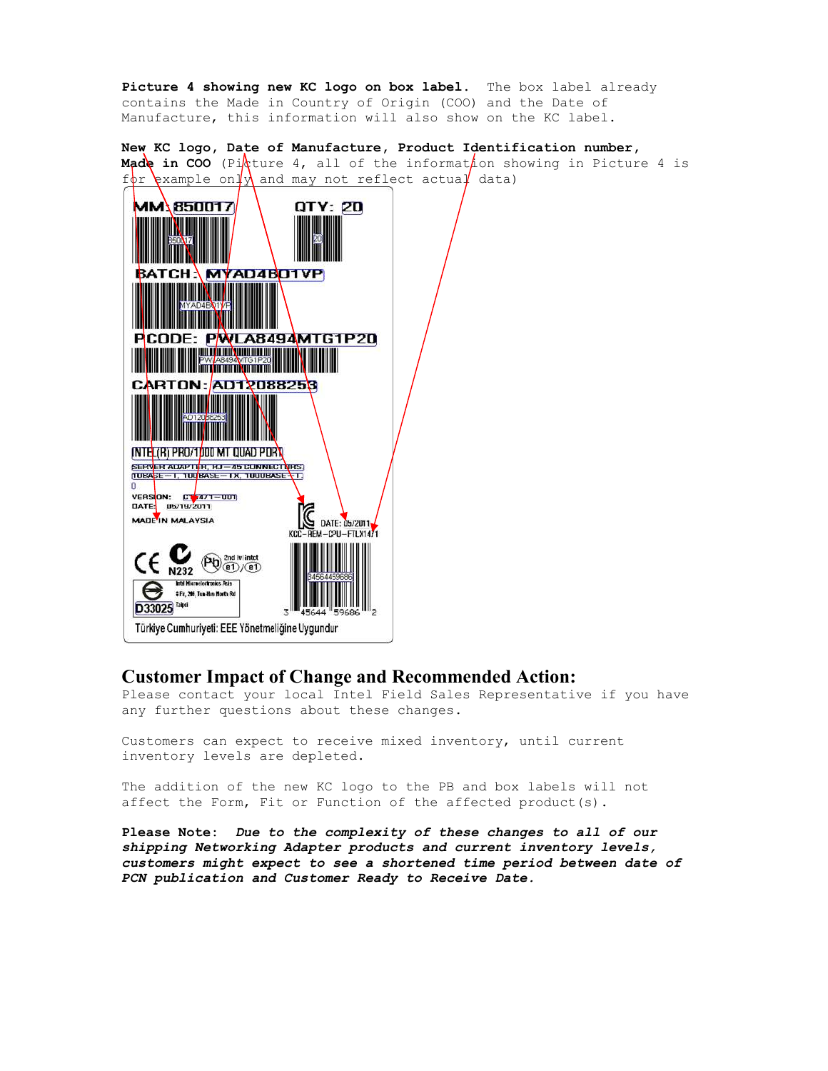**Picture 4 showing new KC logo on box label.** The box label already contains the Made in Country of Origin (COO) and the Date of Manufacture, this information will also show on the KC label.

**New KC logo, Date of Manufacture, Product Identification number, Made in COO** (Picture 4, all of the information showing in Picture 4 is for example only and may not reflect actual data)

MM: 850017

QTY: 20

BATCH: MYAD4B01VP

PCODE: PWLA8494MTG1P20

CARTON: AD12088253

INTEL(R) PRO/1000 MT QUAD PORT SERVER ADAPTER, RJ-45 CONNECTORS, 10BASE-T, 100BASE-TX, 1000BASE-T, 0

VERSION: C17471-001

DATE: 05/19/2011

MADE IN MALAYSIA

DATE: 05/2011

KCC-REM-CPU-FTLX1471

D33025

Türkiye Cumhuriyeti: EEE Yönetmeliğine Uygundur

## Customer Impact of Change and Recommended Action:

Please contact your local Intel Field Sales Representative if you have any further questions about these changes.

Customers can expect to receive mixed inventory, until current inventory levels are depleted.

The addition of the new KC logo to the PB and box labels will not affect the Form, Fit or Function of the affected product(s).

**Please Note:** ***Due to the complexity of these changes to all of our shipping Networking Adapter products and current inventory levels, customers might expect to see a shortened time period between date of PCN publication and Customer Ready to Receive Date.***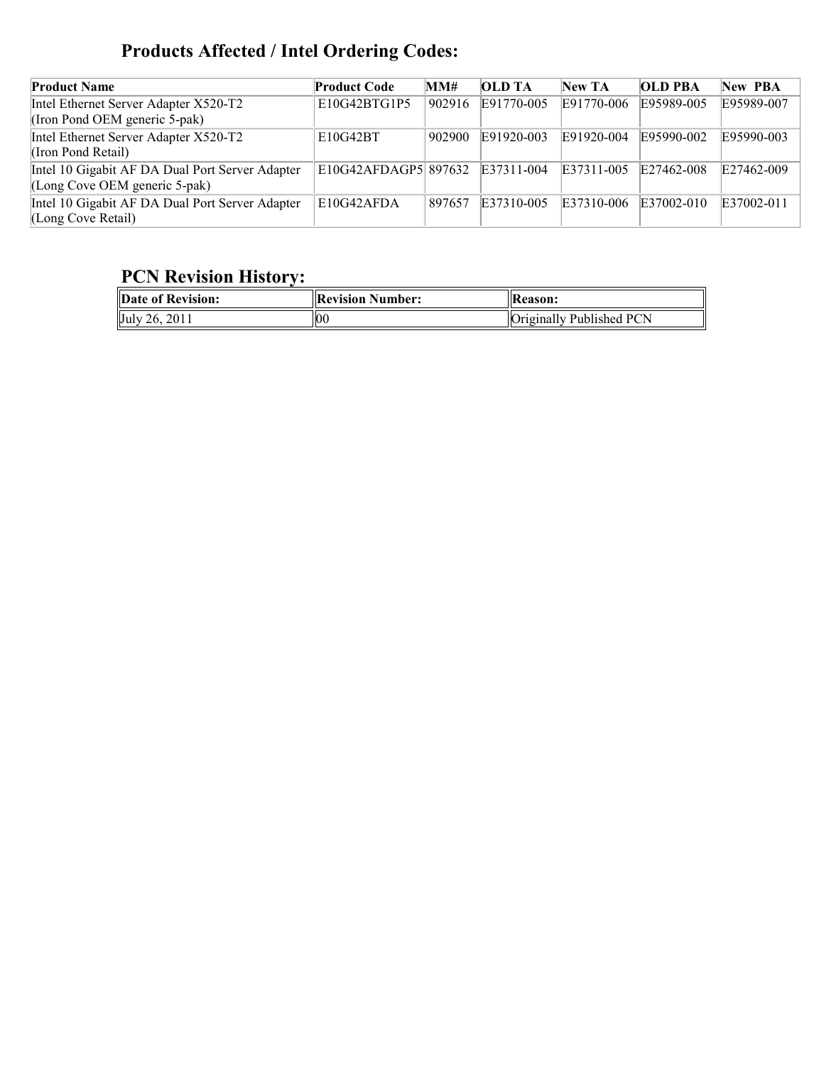## Products Affected / Intel Ordering Codes:

| Product Name | Product Code | MM# | OLD TA | New TA | OLD PBA | New PBA |
|---|---|---|---|---|---|---|
| Intel Ethernet Server Adapter X520-T2 (Iron Pond OEM generic 5-pak) | E10G42BTG1P5 | 902916 | E91770-005 | E91770-006 | E95989-005 | E95989-007 |
| Intel Ethernet Server Adapter X520-T2 (Iron Pond Retail) | E10G42BT | 902900 | E91920-003 | E91920-004 | E95990-002 | E95990-003 |
| Intel 10 Gigabit AF DA Dual Port Server Adapter (Long Cove OEM generic 5-pak) | E10G42AFDAGP5 | 897632 | E37311-004 | E37311-005 | E27462-008 | E27462-009 |
| Intel 10 Gigabit AF DA Dual Port Server Adapter (Long Cove Retail) | E10G42AFDA | 897657 | E37310-005 | E37310-006 | E37002-010 | E37002-011 |

## PCN Revision History:

| Date of Revision: | Revision Number: | Reason: |
|---|---|---|
| July 26, 2011 | 00 | Originally Published PCN |